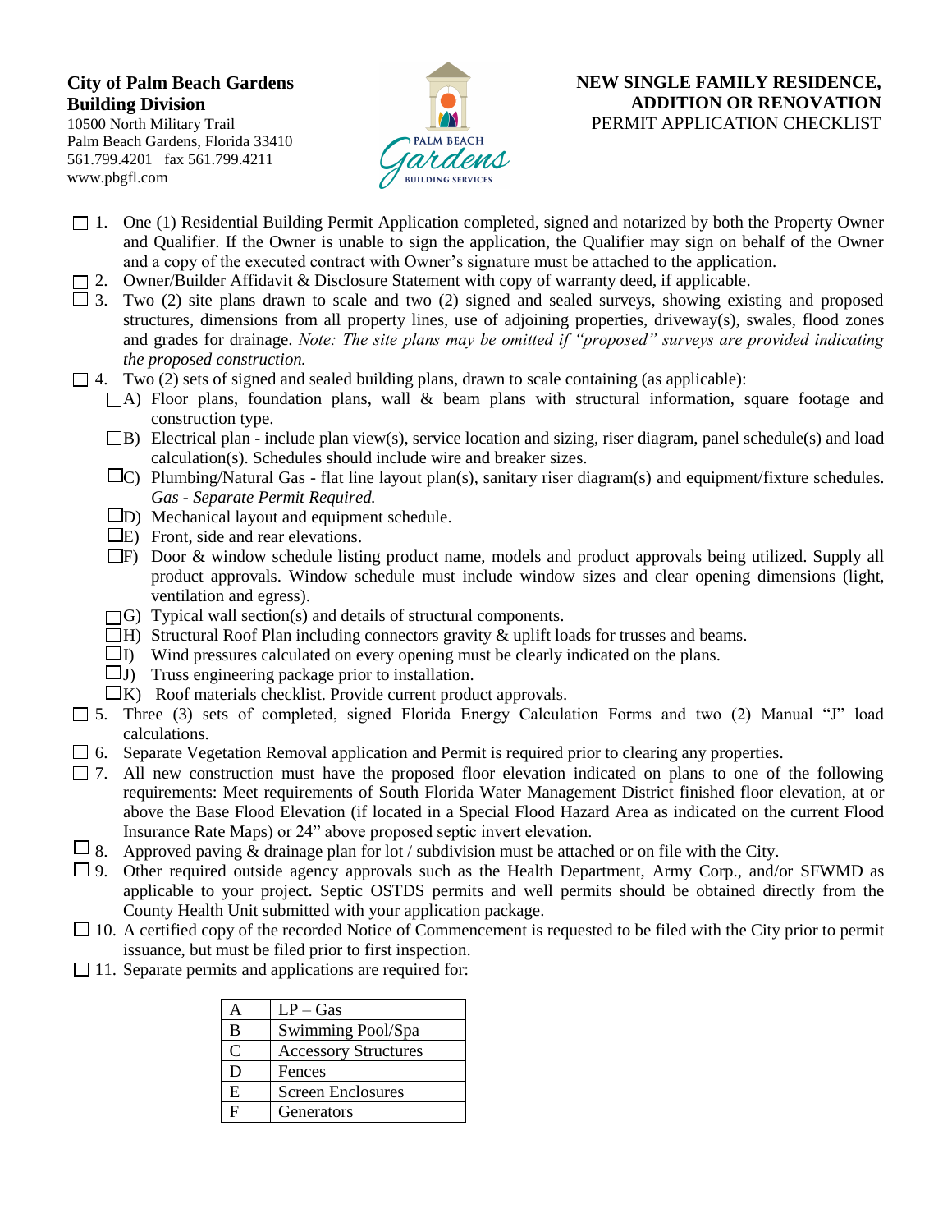**City of Palm Beach Gardens**
**Building Division**
10500 North Military Trail
Palm Beach Gardens, Florida 33410
561.799.4201 fax 561.799.4211
www.pbgfl.com

# NEW SINGLE FAMILY RESIDENCE, ADDITION OR RENOVATION

PERMIT APPLICATION CHECKLIST

- ☐ 1. One (1) Residential Building Permit Application completed, signed and notarized by both the Property Owner and Qualifier. If the Owner is unable to sign the application, the Qualifier may sign on behalf of the Owner and a copy of the executed contract with Owner's signature must be attached to the application.
- ☐ 2. Owner/Builder Affidavit & Disclosure Statement with copy of warranty deed, if applicable.
- ☐ 3. Two (2) site plans drawn to scale and two (2) signed and sealed surveys, showing existing and proposed structures, dimensions from all property lines, use of adjoining properties, driveway(s), swales, flood zones and grades for drainage. *Note: The site plans may be omitted if "proposed" surveys are provided indicating the proposed construction.*
- ☐ 4. Two (2) sets of signed and sealed building plans, drawn to scale containing (as applicable):
  - ☐A) Floor plans, foundation plans, wall & beam plans with structural information, square footage and construction type.
  - ☐B) Electrical plan - include plan view(s), service location and sizing, riser diagram, panel schedule(s) and load calculation(s). Schedules should include wire and breaker sizes.
  - ☐C) Plumbing/Natural Gas - flat line layout plan(s), sanitary riser diagram(s) and equipment/fixture schedules. *Gas - Separate Permit Required.*
  - ☐D) Mechanical layout and equipment schedule.
  - ☐E) Front, side and rear elevations.
  - ☐F) Door & window schedule listing product name, models and product approvals being utilized. Supply all product approvals. Window schedule must include window sizes and clear opening dimensions (light, ventilation and egress).
  - ☐G) Typical wall section(s) and details of structural components.
  - ☐H) Structural Roof Plan including connectors gravity & uplift loads for trusses and beams.
  - ☐I) Wind pressures calculated on every opening must be clearly indicated on the plans.
  - ☐J) Truss engineering package prior to installation.
  - ☐K) Roof materials checklist. Provide current product approvals.
- ☐ 5. Three (3) sets of completed, signed Florida Energy Calculation Forms and two (2) Manual "J" load calculations.
- ☐ 6. Separate Vegetation Removal application and Permit is required prior to clearing any properties.
- ☐ 7. All new construction must have the proposed floor elevation indicated on plans to one of the following requirements: Meet requirements of South Florida Water Management District finished floor elevation, at or above the Base Flood Elevation (if located in a Special Flood Hazard Area as indicated on the current Flood Insurance Rate Maps) or 24" above proposed septic invert elevation.
- ☐ 8. Approved paving & drainage plan for lot / subdivision must be attached or on file with the City.
- ☐ 9. Other required outside agency approvals such as the Health Department, Army Corp., and/or SFWMD as applicable to your project. Septic OSTDS permits and well permits should be obtained directly from the County Health Unit submitted with your application package.
- ☐ 10. A certified copy of the recorded Notice of Commencement is requested to be filed with the City prior to permit issuance, but must be filed prior to first inspection.
- ☐ 11. Separate permits and applications are required for:

| | |
|---|---|
| A | LP – Gas |
| B | Swimming Pool/Spa |
| C | Accessory Structures |
| D | Fences |
| E | Screen Enclosures |
| F | Generators |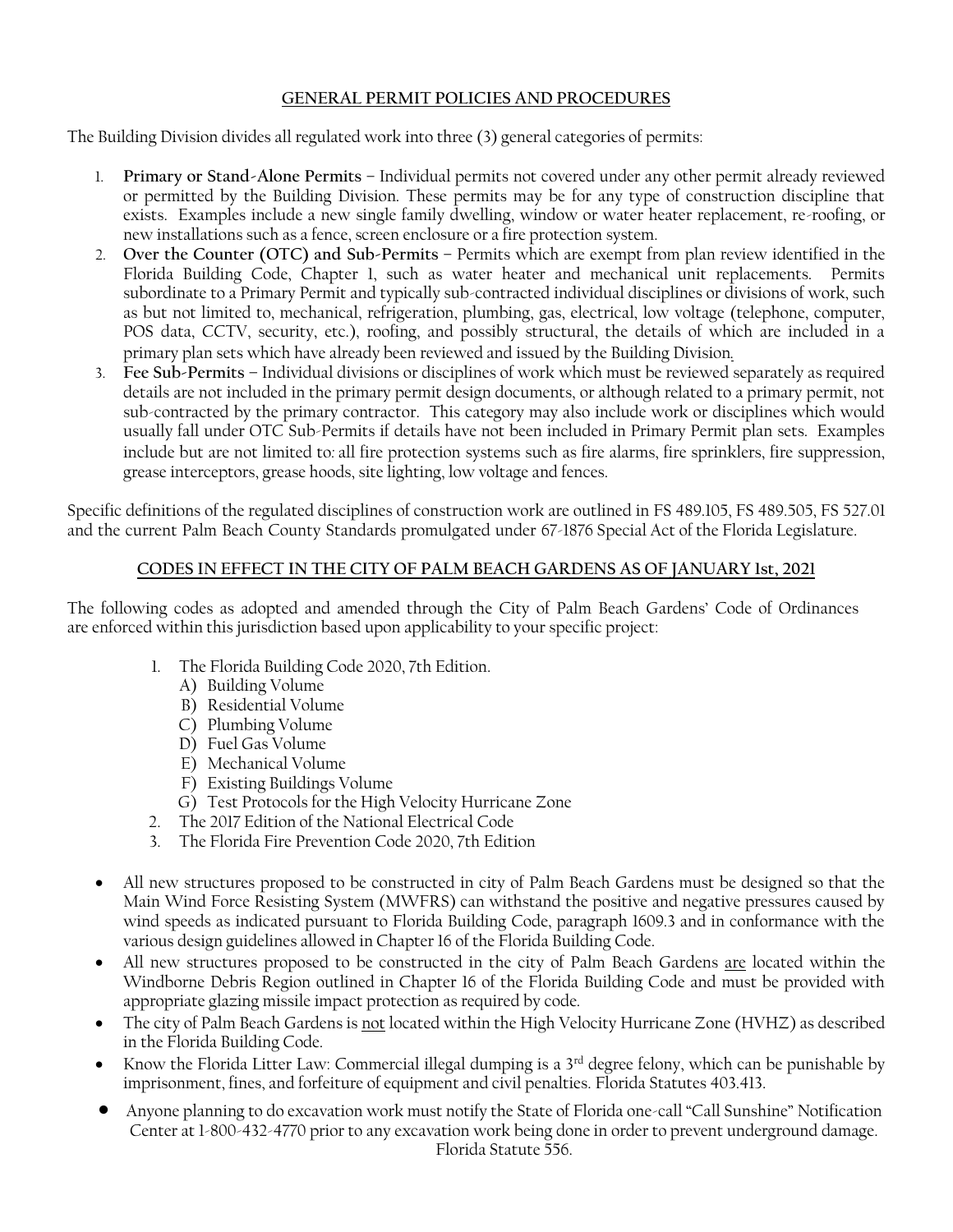## GENERAL PERMIT POLICIES AND PROCEDURES

The Building Division divides all regulated work into three (3) general categories of permits:

1. **Primary or Stand-Alone Permits** – Individual permits not covered under any other permit already reviewed or permitted by the Building Division. These permits may be for any type of construction discipline that exists. Examples include a new single family dwelling, window or water heater replacement, re-roofing, or new installations such as a fence, screen enclosure or a fire protection system.
2. **Over the Counter (OTC) and Sub-Permits** – Permits which are exempt from plan review identified in the Florida Building Code, Chapter 1, such as water heater and mechanical unit replacements. Permits subordinate to a Primary Permit and typically sub-contracted individual disciplines or divisions of work, such as but not limited to, mechanical, refrigeration, plumbing, gas, electrical, low voltage (telephone, computer, POS data, CCTV, security, etc.), roofing, and possibly structural, the details of which are included in a primary plan sets which have already been reviewed and issued by the Building Division.
3. **Fee Sub-Permits** – Individual divisions or disciplines of work which must be reviewed separately as required details are not included in the primary permit design documents, or although related to a primary permit, not sub-contracted by the primary contractor. This category may also include work or disciplines which would usually fall under OTC Sub-Permits if details have not been included in Primary Permit plan sets. Examples include but are not limited to: all fire protection systems such as fire alarms, fire sprinklers, fire suppression, grease interceptors, grease hoods, site lighting, low voltage and fences.

Specific definitions of the regulated disciplines of construction work are outlined in FS 489.105, FS 489.505, FS 527.01 and the current Palm Beach County Standards promulgated under 67-1876 Special Act of the Florida Legislature.

## CODES IN EFFECT IN THE CITY OF PALM BEACH GARDENS AS OF JANUARY 1st, 2021

The following codes as adopted and amended through the City of Palm Beach Gardens' Code of Ordinances are enforced within this jurisdiction based upon applicability to your specific project:

1. The Florida Building Code 2020, 7th Edition.
   - A) Building Volume
   - B) Residential Volume
   - C) Plumbing Volume
   - D) Fuel Gas Volume
   - E) Mechanical Volume
   - F) Existing Buildings Volume
   - G) Test Protocols for the High Velocity Hurricane Zone
2. The 2017 Edition of the National Electrical Code
3. The Florida Fire Prevention Code 2020, 7th Edition

- All new structures proposed to be constructed in city of Palm Beach Gardens must be designed so that the Main Wind Force Resisting System (MWFRS) can withstand the positive and negative pressures caused by wind speeds as indicated pursuant to Florida Building Code, paragraph 1609.3 and in conformance with the various design guidelines allowed in Chapter 16 of the Florida Building Code.
- All new structures proposed to be constructed in the city of Palm Beach Gardens <u>are</u> located within the Windborne Debris Region outlined in Chapter 16 of the Florida Building Code and must be provided with appropriate glazing missile impact protection as required by code.
- The city of Palm Beach Gardens is <u>not</u> located within the High Velocity Hurricane Zone (HVHZ) as described in the Florida Building Code.
- Know the Florida Litter Law: Commercial illegal dumping is a 3rd degree felony, which can be punishable by imprisonment, fines, and forfeiture of equipment and civil penalties. Florida Statutes 403.413.
- Anyone planning to do excavation work must notify the State of Florida one-call "Call Sunshine" Notification Center at 1-800-432-4770 prior to any excavation work being done in order to prevent underground damage. Florida Statute 556.